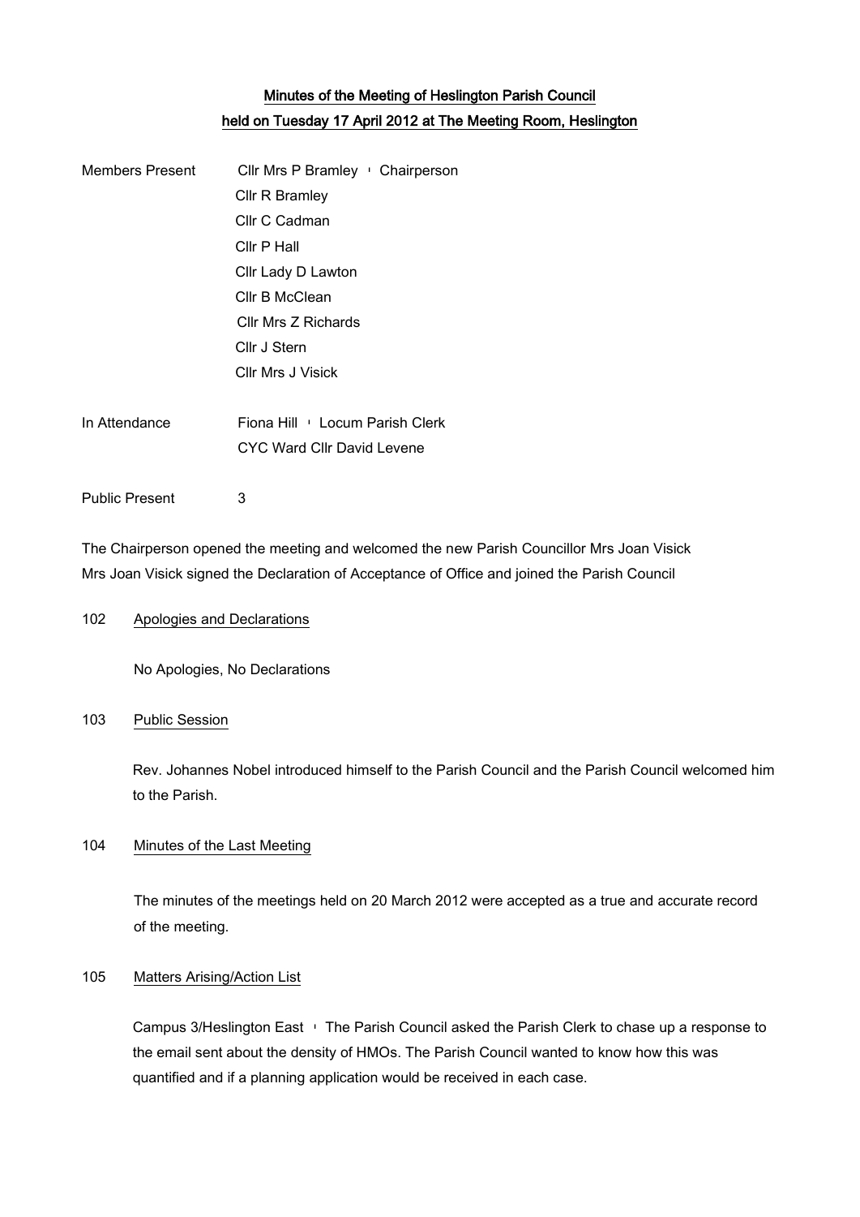# Minutes of the Meeting of Heslington Parish Council
## held on Tuesday 17 April 2012 at The Meeting Room, Heslington

| | |
|---|---|
| Members Present | Cllr Mrs P Bramley – Chairperson |
| | Cllr R Bramley |
| | Cllr C Cadman |
| | Cllr P Hall |
| | Cllr Lady D Lawton |
| | Cllr B McClean |
| | Cllr Mrs Z Richards |
| | Cllr J Stern |
| | Cllr Mrs J Visick |
| In Attendance | Fiona Hill – Locum Parish Clerk |
| | CYC Ward Cllr David Levene |
| Public Present | 3 |

The Chairperson opened the meeting and welcomed the new Parish Councillor Mrs Joan Visick
Mrs Joan Visick signed the Declaration of Acceptance of Office and joined the Parish Council

### 102 Apologies and Declarations

No Apologies, No Declarations

### 103 Public Session

Rev. Johannes Nobel introduced himself to the Parish Council and the Parish Council welcomed him to the Parish.

### 104 Minutes of the Last Meeting

The minutes of the meetings held on 20 March 2012 were accepted as a true and accurate record of the meeting.

### 105 Matters Arising/Action List

Campus 3/Heslington East – The Parish Council asked the Parish Clerk to chase up a response to the email sent about the density of HMOs. The Parish Council wanted to know how this was quantified and if a planning application would be received in each case.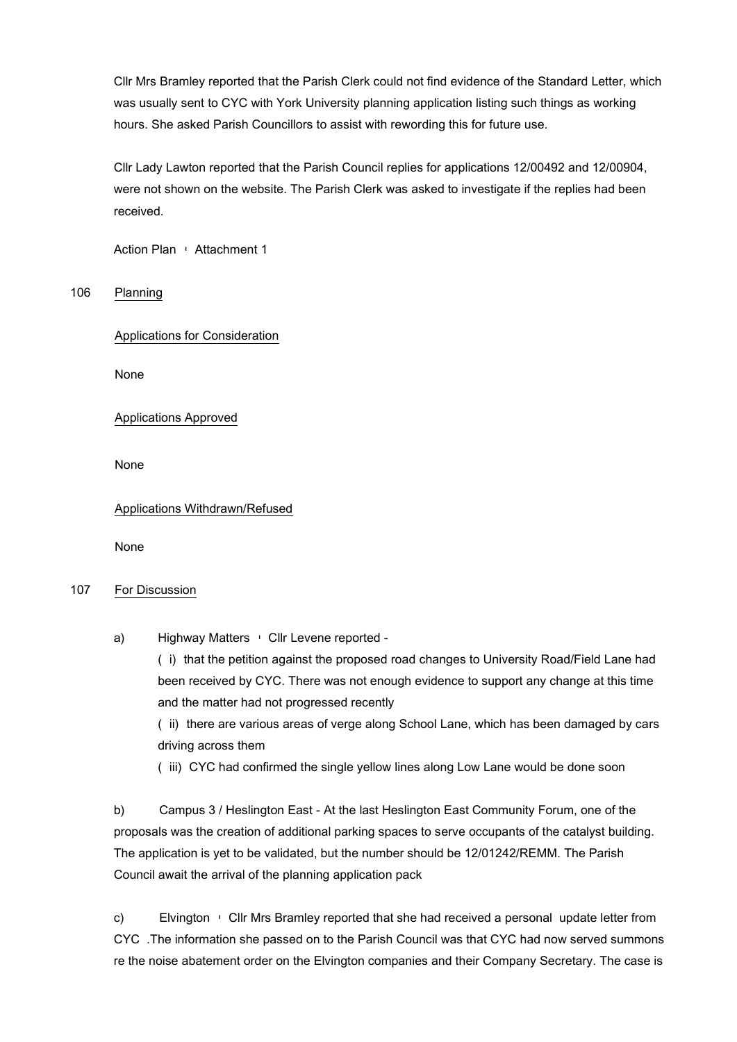Cllr Mrs Bramley reported that the Parish Clerk could not find evidence of the Standard Letter, which was usually sent to CYC with York University planning application listing such things as working hours. She asked Parish Councillors to assist with rewording this for future use.

Cllr Lady Lawton reported that the Parish Council replies for applications 12/00492 and 12/00904, were not shown on the website. The Parish Clerk was asked to investigate if the replies had been received.

Action Plan – Attachment 1

106 Planning

Applications for Consideration

None

Applications Approved

None

Applications Withdrawn/Refused

None

107 For Discussion

a) Highway Matters – Cllr Levene reported -

( i) that the petition against the proposed road changes to University Road/Field Lane had been received by CYC. There was not enough evidence to support any change at this time and the matter had not progressed recently

( ii) there are various areas of verge along School Lane, which has been damaged by cars driving across them

( iii) CYC had confirmed the single yellow lines along Low Lane would be done soon

b) Campus 3 / Heslington East - At the last Heslington East Community Forum, one of the proposals was the creation of additional parking spaces to serve occupants of the catalyst building. The application is yet to be validated, but the number should be 12/01242/REMM. The Parish Council await the arrival of the planning application pack

c) Elvington – Cllr Mrs Bramley reported that she had received a personal update letter from CYC .The information she passed on to the Parish Council was that CYC had now served summons re the noise abatement order on the Elvington companies and their Company Secretary. The case is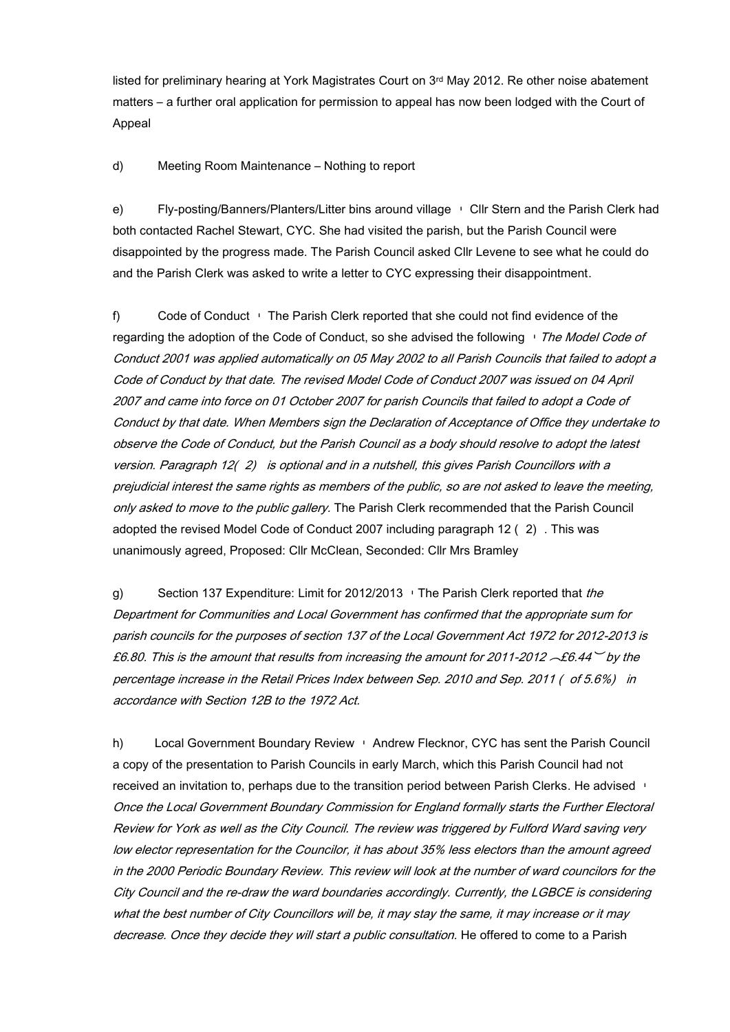listed for preliminary hearing at York Magistrates Court on 3rd May 2012. Re other noise abatement matters – a further oral application for permission to appeal has now been lodged with the Court of Appeal

d) Meeting Room Maintenance – Nothing to report

e) Fly-posting/Banners/Planters/Litter bins around village – Cllr Stern and the Parish Clerk had both contacted Rachel Stewart, CYC. She had visited the parish, but the Parish Council were disappointed by the progress made. The Parish Council asked Cllr Levene to see what he could do and the Parish Clerk was asked to write a letter to CYC expressing their disappointment.

f) Code of Conduct – The Parish Clerk reported that she could not find evidence of the regarding the adoption of the Code of Conduct, so she advised the following – *The Model Code of Conduct 2001 was applied automatically on 05 May 2002 to all Parish Councils that failed to adopt a Code of Conduct by that date. The revised Model Code of Conduct 2007 was issued on 04 April 2007 and came into force on 01 October 2007 for parish Councils that failed to adopt a Code of Conduct by that date. When Members sign the Declaration of Acceptance of Office they undertake to observe the Code of Conduct, but the Parish Council as a body should resolve to adopt the latest version. Paragraph 12(2) is optional and in a nutshell, this gives Parish Councillors with a prejudicial interest the same rights as members of the public, so are not asked to leave the meeting, only asked to move to the public gallery.* The Parish Clerk recommended that the Parish Council adopted the revised Model Code of Conduct 2007 including paragraph 12 (2). This was unanimously agreed, Proposed: Cllr McClean, Seconded: Cllr Mrs Bramley

g) Section 137 Expenditure: Limit for 2012/2013 – The Parish Clerk reported that *the Department for Communities and Local Government has confirmed that the appropriate sum for parish councils for the purposes of section 137 of the Local Government Act 1972 for 2012-2013 is £6.80. This is the amount that results from increasing the amount for 2011-2012 (£6.44) by the percentage increase in the Retail Prices Index between Sep. 2010 and Sep. 2011 (of 5.6%) in accordance with Section 12B to the 1972 Act.*

h) Local Government Boundary Review – Andrew Flecknor, CYC has sent the Parish Council a copy of the presentation to Parish Councils in early March, which this Parish Council had not received an invitation to, perhaps due to the transition period between Parish Clerks. He advised – *Once the Local Government Boundary Commission for England formally starts the Further Electoral Review for York as well as the City Council. The review was triggered by Fulford Ward saving very low elector representation for the Councilor, it has about 35% less electors than the amount agreed in the 2000 Periodic Boundary Review. This review will look at the number of ward councilors for the City Council and the re-draw the ward boundaries accordingly. Currently, the LGBCE is considering what the best number of City Councillors will be, it may stay the same, it may increase or it may decrease. Once they decide they will start a public consultation.* He offered to come to a Parish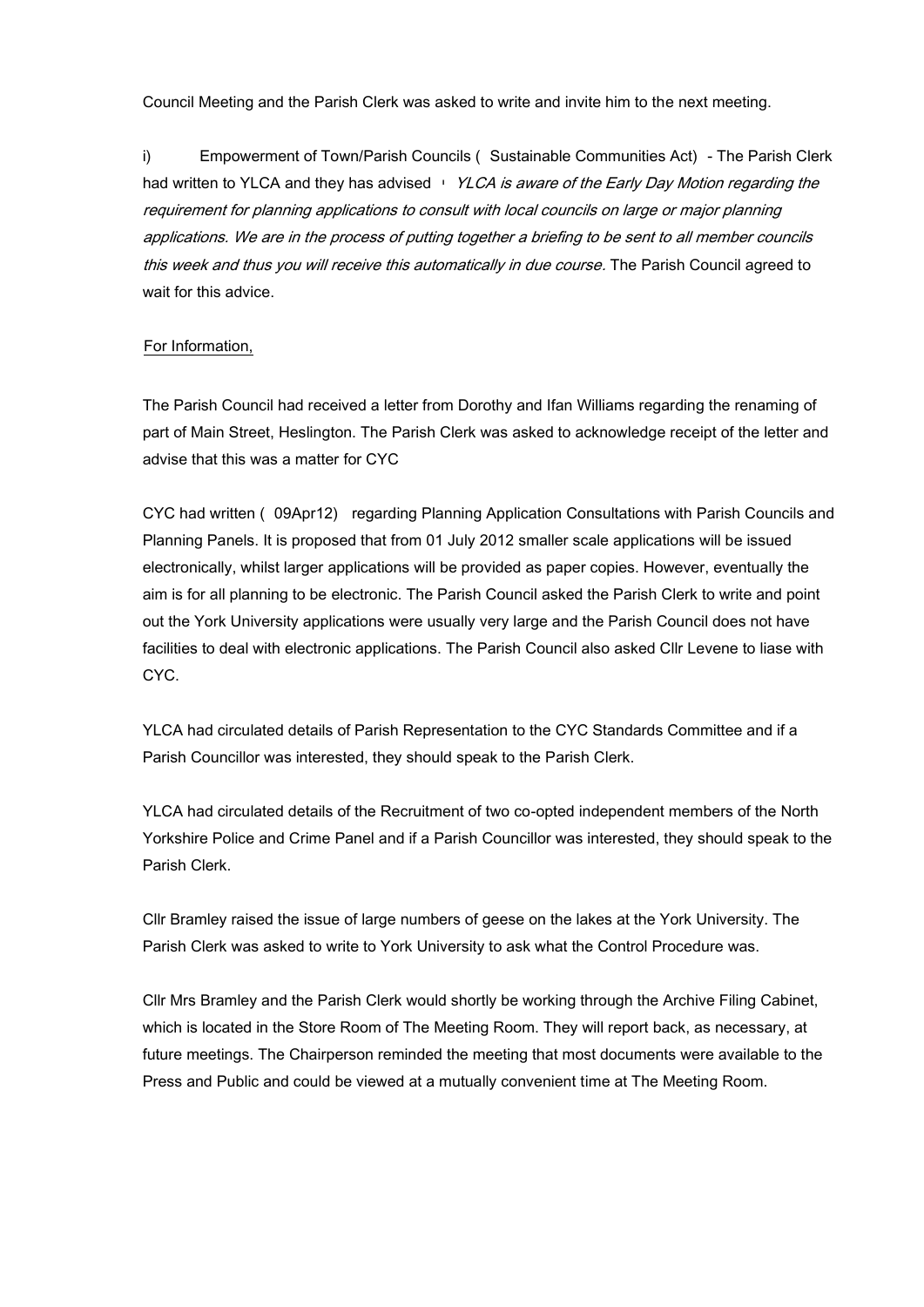Council Meeting and the Parish Clerk was asked to write and invite him to the next meeting.

i) Empowerment of Town/Parish Councils ( Sustainable Communities Act) - The Parish Clerk had written to YLCA and they has advised ' *YLCA is aware of the Early Day Motion regarding the requirement for planning applications to consult with local councils on large or major planning applications. We are in the process of putting together a briefing to be sent to all member councils this week and thus you will receive this automatically in due course.* The Parish Council agreed to wait for this advice.

For Information,

The Parish Council had received a letter from Dorothy and Ifan Williams regarding the renaming of part of Main Street, Heslington. The Parish Clerk was asked to acknowledge receipt of the letter and advise that this was a matter for CYC

CYC had written ( 09Apr12) regarding Planning Application Consultations with Parish Councils and Planning Panels. It is proposed that from 01 July 2012 smaller scale applications will be issued electronically, whilst larger applications will be provided as paper copies. However, eventually the aim is for all planning to be electronic. The Parish Council asked the Parish Clerk to write and point out the York University applications were usually very large and the Parish Council does not have facilities to deal with electronic applications. The Parish Council also asked Cllr Levene to liase with CYC.

YLCA had circulated details of Parish Representation to the CYC Standards Committee and if a Parish Councillor was interested, they should speak to the Parish Clerk.

YLCA had circulated details of the Recruitment of two co-opted independent members of the North Yorkshire Police and Crime Panel and if a Parish Councillor was interested, they should speak to the Parish Clerk.

Cllr Bramley raised the issue of large numbers of geese on the lakes at the York University. The Parish Clerk was asked to write to York University to ask what the Control Procedure was.

Cllr Mrs Bramley and the Parish Clerk would shortly be working through the Archive Filing Cabinet, which is located in the Store Room of The Meeting Room. They will report back, as necessary, at future meetings. The Chairperson reminded the meeting that most documents were available to the Press and Public and could be viewed at a mutually convenient time at The Meeting Room.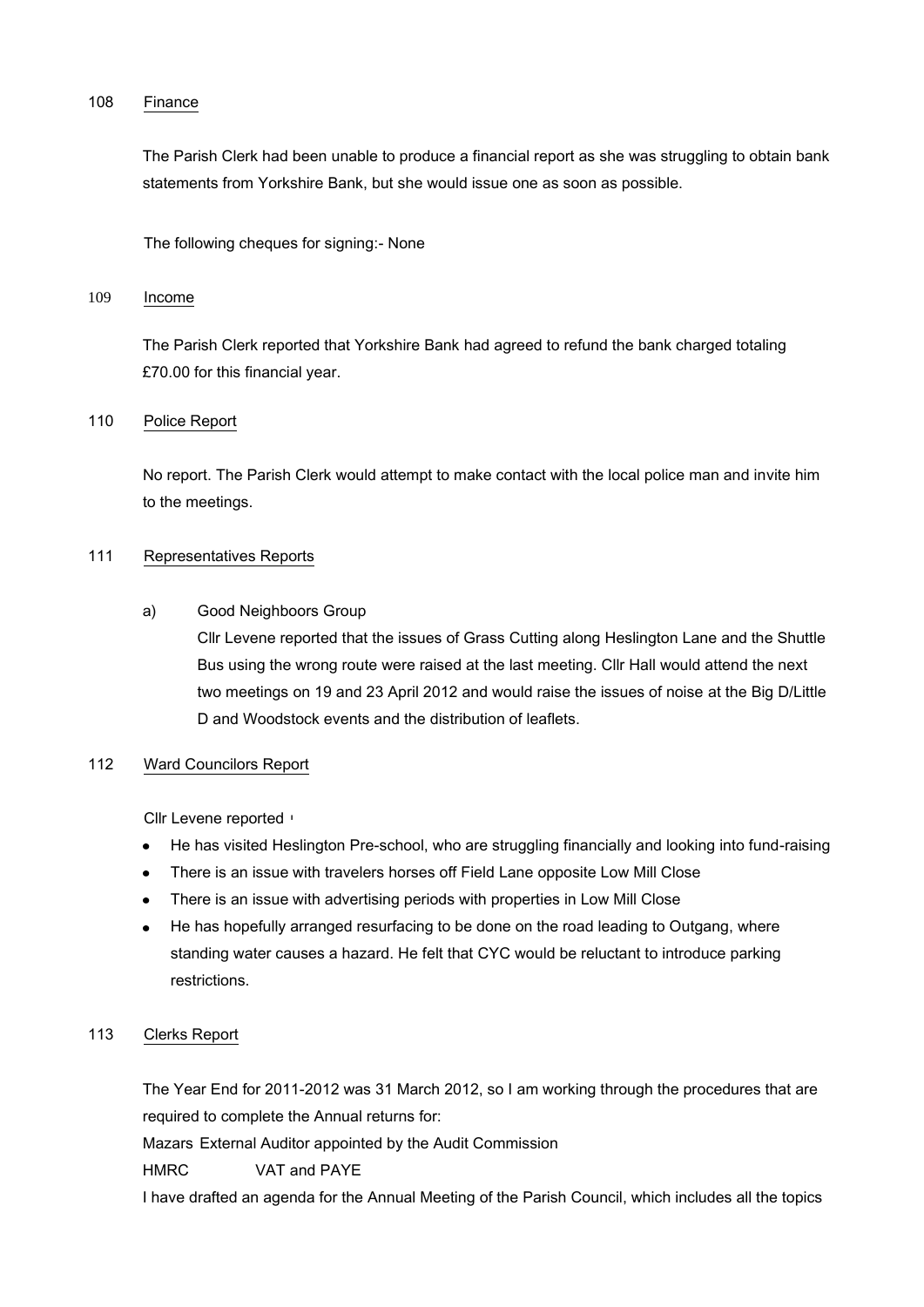108 Finance

The Parish Clerk had been unable to produce a financial report as she was struggling to obtain bank statements from Yorkshire Bank, but she would issue one as soon as possible.

The following cheques for signing:- None

109 Income

The Parish Clerk reported that Yorkshire Bank had agreed to refund the bank charged totaling £70.00 for this financial year.

110 Police Report

No report. The Parish Clerk would attempt to make contact with the local police man and invite him to the meetings.

111 Representatives Reports

a) Good Neighboors Group
Cllr Levene reported that the issues of Grass Cutting along Heslington Lane and the Shuttle Bus using the wrong route were raised at the last meeting. Cllr Hall would attend the next two meetings on 19 and 23 April 2012 and would raise the issues of noise at the Big D/Little D and Woodstock events and the distribution of leaflets.

112 Ward Councilors Report

Cllr Levene reported '

- He has visited Heslington Pre-school, who are struggling financially and looking into fund-raising
- There is an issue with travelers horses off Field Lane opposite Low Mill Close
- There is an issue with advertising periods with properties in Low Mill Close
- He has hopefully arranged resurfacing to be done on the road leading to Outgang, where standing water causes a hazard. He felt that CYC would be reluctant to introduce parking restrictions.

113 Clerks Report

The Year End for 2011-2012 was 31 March 2012, so I am working through the procedures that are required to complete the Annual returns for:

Mazars External Auditor appointed by the Audit Commission

HMRC VAT and PAYE

I have drafted an agenda for the Annual Meeting of the Parish Council, which includes all the topics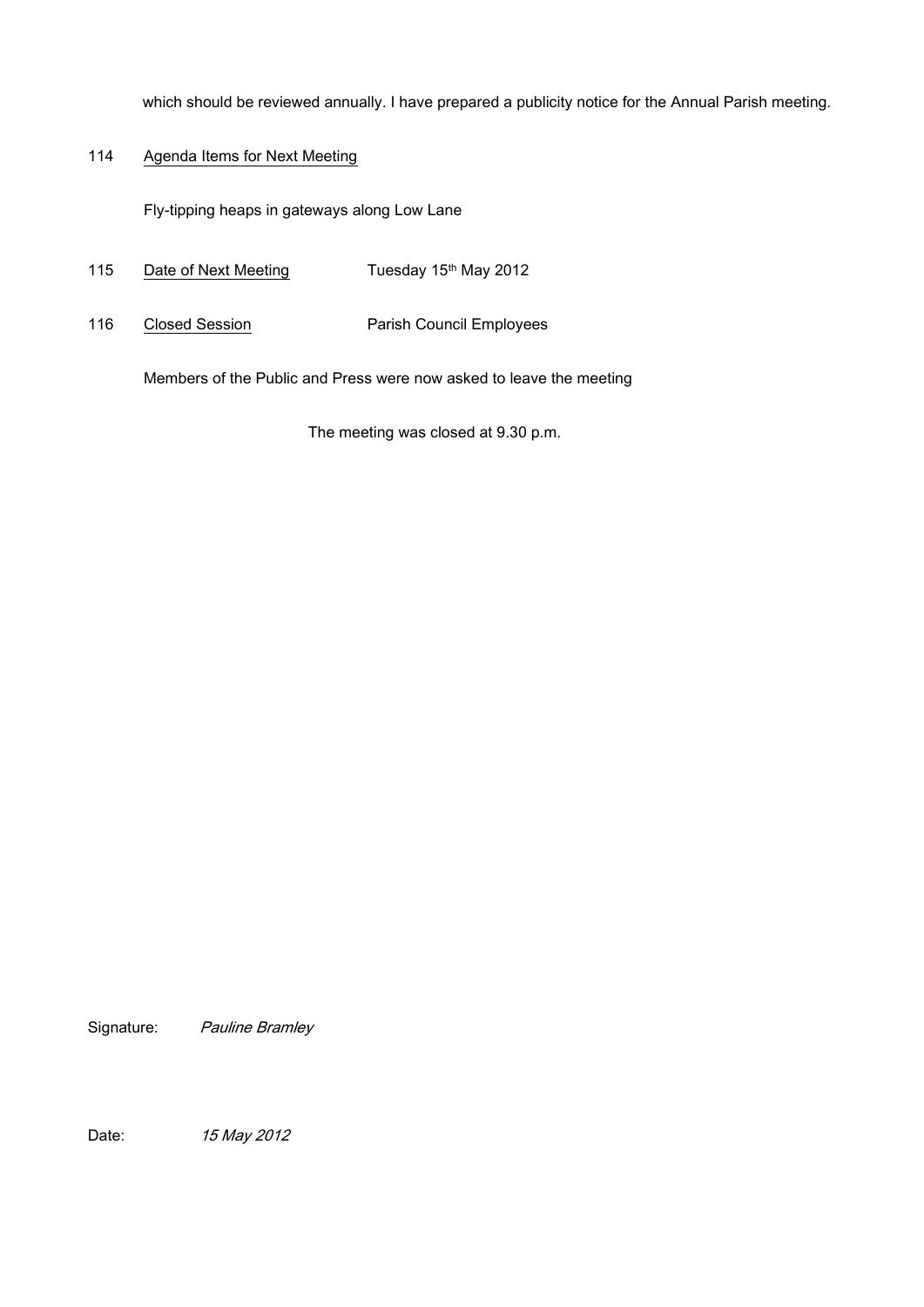which should be reviewed annually. I have prepared a publicity notice for the Annual Parish meeting.

114 Agenda Items for Next Meeting

Fly-tipping heaps in gateways along Low Lane

115 Date of Next Meeting Tuesday 15th May 2012

116 Closed Session Parish Council Employees

Members of the Public and Press were now asked to leave the meeting

The meeting was closed at 9.30 p.m.

Signature: *Pauline Bramley*

Date: *15 May 2012*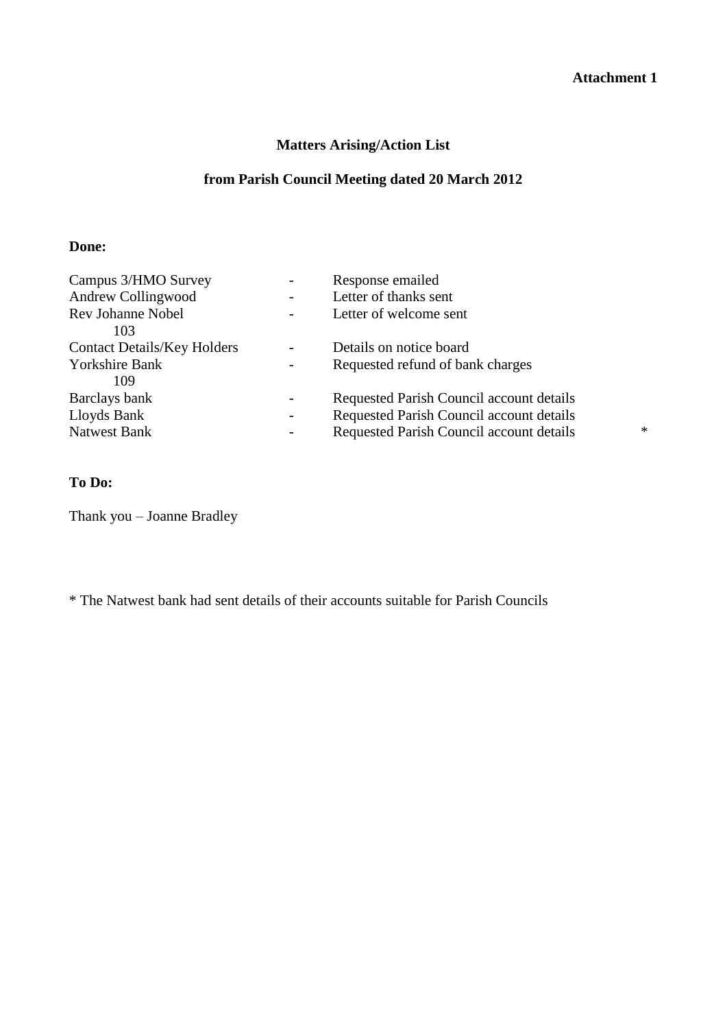**Attachment 1**

**Matters Arising/Action List**

**from Parish Council Meeting dated 20 March 2012**

**Done:**

| | | | |
|---|---|---|---|
| Campus 3/HMO Survey | - | Response emailed | |
| Andrew Collingwood | - | Letter of thanks sent | |
| Rev Johanne Nobel | - | Letter of welcome sent | |
| 103 | | | |
| Contact Details/Key Holders | - | Details on notice board | |
| Yorkshire Bank | - | Requested refund of bank charges | |
| 109 | | | |
| Barclays bank | - | Requested Parish Council account details | |
| Lloyds Bank | - | Requested Parish Council account details | |
| Natwest Bank | - | Requested Parish Council account details | * |

**To Do:**

Thank you – Joanne Bradley

* The Natwest bank had sent details of their accounts suitable for Parish Councils